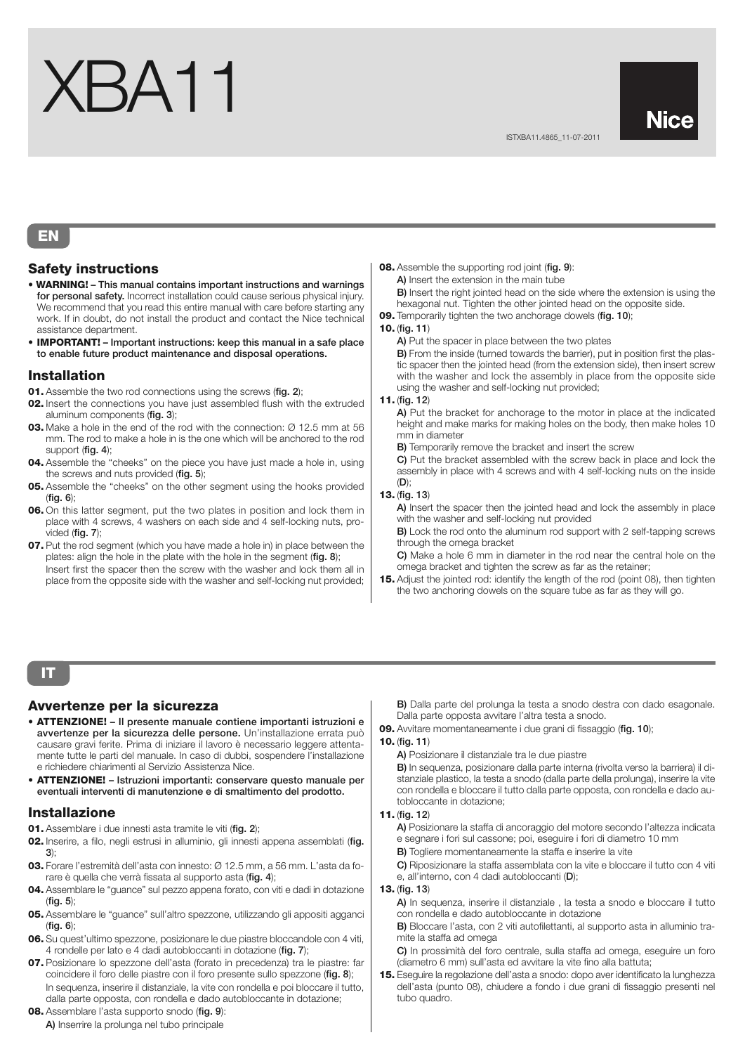# XBA11

Nice

ISTXBA11.4865_11-07-2011

## EN

### Safety instructions

- **WARNING! – This manual contains important instructions and warnings for personal safety.** Incorrect installation could cause serious physical injury. We recommend that you read this entire manual with care before starting any work. If in doubt, do not install the product and contact the Nice technical assistance department.
- **IMPORTANT! – Important instructions: keep this manual in a safe place to enable future product maintenance and disposal operations.**

### Installation

**01.** Assemble the two rod connections using the screws (**fig. 2**);

**02.** Insert the connections you have just assembled flush with the extruded aluminum components (**fig. 3**);

**03.** Make a hole in the end of the rod with the connection: Ø 12.5 mm at 56 mm. The rod to make a hole in is the one which will be anchored to the rod support (**fig. 4**);

**04.** Assemble the “cheeks” on the piece you have just made a hole in, using the screws and nuts provided (**fig. 5**);

**05.** Assemble the “cheeks” on the other segment using the hooks provided (**fig. 6**);

**06.** On this latter segment, put the two plates in position and lock them in place with 4 screws, 4 washers on each side and 4 self-locking nuts, provided (**fig. 7**);

**07.** Put the rod segment (which you have made a hole in) in place between the plates: align the hole in the plate with the hole in the segment (**fig. 8**);
Insert first the spacer then the screw with the washer and lock them all in place from the opposite side with the washer and self-locking nut provided;

**08.** Assemble the supporting rod joint (**fig. 9**):
**A)** Insert the extension in the main tube
**B)** Insert the right jointed head on the side where the extension is using the hexagonal nut. Tighten the other jointed head on the opposite side.

**09.** Temporarily tighten the two anchorage dowels (**fig. 10**);

**10.** (**fig. 11**)
**A)** Put the spacer in place between the two plates
**B)** From the inside (turned towards the barrier), put in position first the plastic spacer then the jointed head (from the extension side), then insert screw with the washer and lock the assembly in place from the opposite side using the washer and self-locking nut provided;

**11.** (**fig. 12**)
**A)** Put the bracket for anchorage to the motor in place at the indicated height and make marks for making holes on the body, then make holes 10 mm in diameter
**B)** Temporarily remove the bracket and insert the screw
**C)** Put the bracket assembled with the screw back in place and lock the assembly in place with 4 screws and with 4 self-locking nuts on the inside (**D**);

**13.** (**fig. 13**)
**A)** Insert the spacer then the jointed head and lock the assembly in place with the washer and self-locking nut provided
**B)** Lock the rod onto the aluminum rod support with 2 self-tapping screws through the omega bracket
**C)** Make a hole 6 mm in diameter in the rod near the central hole on the omega bracket and tighten the screw as far as the retainer;

**15.** Adjust the jointed rod: identify the length of the rod (point 08), then tighten the two anchoring dowels on the square tube as far as they will go.

## IT

### Avvertenze per la sicurezza

- **ATTENZIONE! – Il presente manuale contiene importanti istruzioni e avvertenze per la sicurezza delle persone.** Un’installazione errata può causare gravi ferite. Prima di iniziare il lavoro è necessario leggere attentamente tutte le parti del manuale. In caso di dubbi, sospendere l’installazione e richiedere chiarimenti al Servizio Assistenza Nice.
- **ATTENZIONE! – Istruzioni importanti: conservare questo manuale per eventuali interventi di manutenzione e di smaltimento del prodotto.**

### Installazione

**01.** Assemblare i due innesti asta tramite le viti (**fig. 2**);

**02.** Inserire, a filo, negli estrusi in alluminio, gli innesti appena assemblati (**fig. 3**);

**03.** Forare l’estremità dell’asta con innesto: Ø 12.5 mm, a 56 mm. L’asta da forare è quella che verrà fissata al supporto asta (**fig. 4**);

**04.** Assemblare le “guance” sul pezzo appena forato, con viti e dadi in dotazione (**fig. 5**);

**05.** Assemblare le “guance” sull’altro spezzone, utilizzando gli appositi agganci (**fig. 6**);

**06.** Su quest’ultimo spezzone, posizionare le due piastre bloccandole con 4 viti, 4 rondelle per lato e 4 dadi autobloccanti in dotazione (**fig. 7**);

**07.** Posizionare lo spezzone dell’asta (forato in precedenza) tra le piastre: far coincidere il foro delle piastre con il foro presente sullo spezzone (**fig. 8**);
In sequenza, inserire il distanziale, la vite con rondella e poi bloccare il tutto, dalla parte opposta, con rondella e dado autobloccante in dotazione;

**08.** Assemblare l’asta supporto snodo (**fig. 9**):
**A)** Inserrire la prolunga nel tubo principale
**B)** Dalla parte del prolunga la testa a snodo destra con dado esagonale. Dalla parte opposta avvitare l’altra testa a snodo.

**09.** Avvitare momentaneamente i due grani di fissaggio (**fig. 10**);

**10.** (**fig. 11**)
**A)** Posizionare il distanziale tra le due piastre
**B)** In sequenza, posizionare dalla parte interna (rivolta verso la barriera) il distanziale plastico, la testa a snodo (dalla parte della prolunga), inserire la vite con rondella e bloccare il tutto dalla parte opposta, con rondella e dado autobloccante in dotazione;

**11.** (**fig. 12**)
**A)** Posizionare la staffa di ancoraggio del motore secondo l’altezza indicata e segnare i fori sul cassone; poi, eseguire i fori di diametro 10 mm
**B)** Togliere momentaneamente la staffa e inserire la vite
**C)** Riposizionare la staffa assemblata con la vite e bloccare il tutto con 4 viti e, all’interno, con 4 dadi autobloccanti (**D**);

**13.** (**fig. 13**)
**A)** In sequenza, inserire il distanziale , la testa a snodo e bloccare il tutto con rondella e dado autobloccante in dotazione
**B)** Bloccare l’asta, con 2 viti autofilettanti, al supporto asta in alluminio tramite la staffa ad omega
**C)** In prossimità del foro centrale, sulla staffa ad omega, eseguire un foro (diametro 6 mm) sull’asta ed avvitare la vite fino alla battuta;

**15.** Eseguire la regolazione dell’asta a snodo: dopo aver identificato la lunghezza dell’asta (punto 08), chiudere a fondo i due grani di fissaggio presenti nel tubo quadro.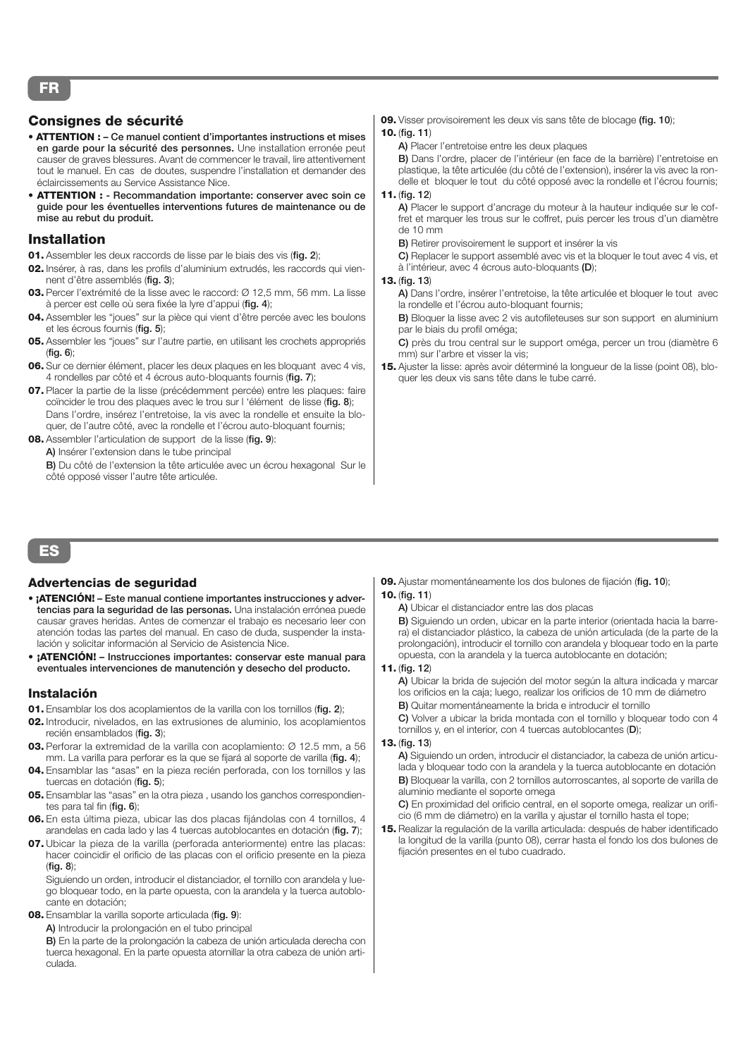# FR

## Consignes de sécurité

- **ATTENTION : – Ce manuel contient d'importantes instructions et mises en garde pour la sécurité des personnes.** Une installation erronée peut causer de graves blessures. Avant de commencer le travail, lire attentivement tout le manuel. En cas de doutes, suspendre l'installation et demander des éclaircissements au Service Assistance Nice.
- **ATTENTION : - Recommandation importante: conserver avec soin ce guide pour les éventuelles interventions futures de maintenance ou de mise au rebut du produit.**

## Installation

**01.** Assembler les deux raccords de lisse par le biais des vis (**fig. 2**);

**02.** Insérer, à ras, dans les profils d'aluminium extrudés, les raccords qui viennent d'être assemblés (**fig. 3**);

**03.** Percer l'extrémité de la lisse avec le raccord: Ø 12,5 mm, 56 mm. La lisse à percer est celle où sera fixée la lyre d'appui (**fig. 4**);

**04.** Assembler les "joues" sur la pièce qui vient d'être percée avec les boulons et les écrous fournis (**fig. 5**);

**05.** Assembler les "joues" sur l'autre partie, en utilisant les crochets appropriés (**fig. 6**);

**06.** Sur ce dernier élément, placer les deux plaques en les bloquant avec 4 vis, 4 rondelles par côté et 4 écrous auto-bloquants fournis (**fig. 7**);

**07.** Placer la partie de la lisse (précédemment percée) entre les plaques: faire coïncider le trou des plaques avec le trou sur l 'élément de lisse (**fig. 8**); Dans l'ordre, insérez l'entretoise, la vis avec la rondelle et ensuite la bloquer, de l'autre côté, avec la rondelle et l'écrou auto-bloquant fournis;

**08.** Assembler l'articulation de support de la lisse (**fig. 9**):
**A)** Insérer l'extension dans le tube principal
**B)** Du côté de l'extension la tête articulée avec un écrou hexagonal Sur le côté opposé visser l'autre tête articulée.

**09.** Visser provisoirement les deux vis sans tête de blocage **(fig. 10)**;

**10.** (**fig. 11**)
**A)** Placer l'entretoise entre les deux plaques
**B)** Dans l'ordre, placer de l'intérieur (en face de la barrière) l'entretoise en plastique, la tête articulée (du côté de l'extension), insérer la vis avec la rondelle et bloquer le tout du côté opposé avec la rondelle et l'écrou fournis;

**11.** (**fig. 12**)
**A)** Placer le support d'ancrage du moteur à la hauteur indiquée sur le coffret et marquer les trous sur le coffret, puis percer les trous d'un diamètre de 10 mm
**B)** Retirer provisoirement le support et insérer la vis
**C)** Replacer le support assemblé avec vis et la bloquer le tout avec 4 vis, et à l'intérieur, avec 4 écrous auto-bloquants **(D)**;

**13.** (**fig. 13**)
**A)** Dans l'ordre, insérer l'entretoise, la tête articulée et bloquer le tout avec la rondelle et l'écrou auto-bloquant fournis;
**B)** Bloquer la lisse avec 2 vis autofileteuses sur son support en aluminium par le biais du profil oméga;
**C)** près du trou central sur le support oméga, percer un trou (diamètre 6 mm) sur l'arbre et visser la vis;

**15.** Ajuster la lisse: après avoir déterminé la longueur de la lisse (point 08), bloquer les deux vis sans tête dans le tube carré.

# ES

## Advertencias de seguridad

- **¡ATENCIÓN! – Este manual contiene importantes instrucciones y advertencias para la seguridad de las personas.** Una instalación errónea puede causar graves heridas. Antes de comenzar el trabajo es necesario leer con atención todas las partes del manual. En caso de duda, suspender la instalación y solicitar información al Servicio de Asistencia Nice.
- **¡ATENCIÓN! – Instrucciones importantes: conservar este manual para eventuales intervenciones de manutención y desecho del producto.**

## Instalación

**01.** Ensamblar los dos acoplamientos de la varilla con los tornillos (**fig. 2**);

**02.** Introducir, nivelados, en las extrusiones de aluminio, los acoplamientos recién ensamblados (**fig. 3**);

**03.** Perforar la extremidad de la varilla con acoplamiento: Ø 12.5 mm, a 56 mm. La varilla para perforar es la que se fijará al soporte de varilla (**fig. 4**);

**04.** Ensamblar las "asas" en la pieza recién perforada, con los tornillos y las tuercas en dotación (**fig. 5**);

**05.** Ensamblar las "asas" en la otra pieza , usando los ganchos correspondientes para tal fin (**fig. 6**);

**06.** En esta última pieza, ubicar las dos placas fijándolas con 4 tornillos, 4 arandelas en cada lado y las 4 tuercas autoblocantes en dotación (**fig. 7**);

**07.** Ubicar la pieza de la varilla (perforada anteriormente) entre las placas: hacer coincidir el orificio de las placas con el orificio presente en la pieza (**fig. 8**);
Siguiendo un orden, introducir el distanciador, el tornillo con arandela y luego bloquear todo, en la parte opuesta, con la arandela y la tuerca autoblocante en dotación;

**08.** Ensamblar la varilla soporte articulada (**fig. 9**):
**A)** Introducir la prolongación en el tubo principal
**B)** En la parte de la prolongación la cabeza de unión articulada derecha con tuerca hexagonal. En la parte opuesta atornillar la otra cabeza de unión articulada.

**09.** Ajustar momentáneamente los dos bulones de fijación (**fig. 10**);

**10.** (**fig. 11**)
**A)** Ubicar el distanciador entre las dos placas
**B)** Siguiendo un orden, ubicar en la parte interior (orientada hacia la barrera) el distanciador plástico, la cabeza de unión articulada (de la parte de la prolongación), introducir el tornillo con arandela y bloquear todo en la parte opuesta, con la arandela y la tuerca autoblocante en dotación;

**11.** (**fig. 12**)
**A)** Ubicar la brida de sujeción del motor según la altura indicada y marcar los orificios en la caja; luego, realizar los orificios de 10 mm de diámetro
**B)** Quitar momentáneamente la brida e introducir el tornillo
**C)** Volver a ubicar la brida montada con el tornillo y bloquear todo con 4 tornillos y, en el interior, con 4 tuercas autoblocantes (**D**);

**13.** (**fig. 13**)
**A)** Siguiendo un orden, introducir el distanciador, la cabeza de unión articulada y bloquear todo con la arandela y la tuerca autoblocante en dotación
**B)** Bloquear la varilla, con 2 tornillos autorroscantes, al soporte de varilla de aluminio mediante el soporte omega
**C)** En proximidad del orificio central, en el soporte omega, realizar un orificio (6 mm de diámetro) en la varilla y ajustar el tornillo hasta el tope;

**15.** Realizar la regulación de la varilla articulada: después de haber identificado la longitud de la varilla (punto 08), cerrar hasta el fondo los dos bulones de fijación presentes en el tubo cuadrado.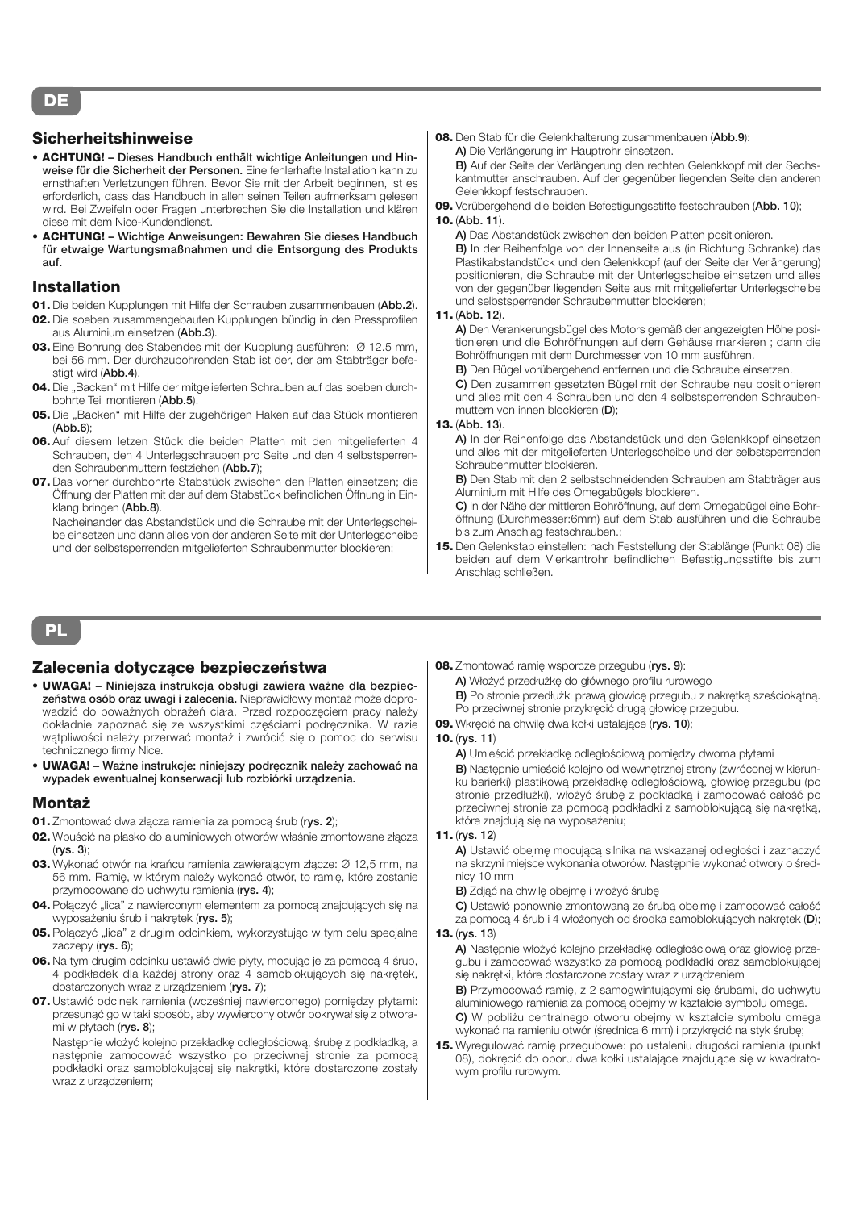# DE

## Sicherheitshinweise

- **ACHTUNG! – Dieses Handbuch enthält wichtige Anleitungen und Hinweise für die Sicherheit der Personen.** Eine fehlerhafte Installation kann zu ernsthaften Verletzungen führen. Bevor Sie mit der Arbeit beginnen, ist es erforderlich, dass das Handbuch in allen seinen Teilen aufmerksam gelesen wird. Bei Zweifeln oder Fragen unterbrechen Sie die Installation und klären diese mit dem Nice-Kundendienst.
- **ACHTUNG! – Wichtige Anweisungen: Bewahren Sie dieses Handbuch für etwaige Wartungsmaßnahmen und die Entsorgung des Produkts auf.**

## Installation

**01.** Die beiden Kupplungen mit Hilfe der Schrauben zusammenbauen (**Abb.2**).

**02.** Die soeben zusammengebauten Kupplungen bündig in den Pressprofilen aus Aluminium einsetzen (**Abb.3**).

**03.** Eine Bohrung des Stabendes mit der Kupplung ausführen: Ø 12.5 mm, bei 56 mm. Der durchzubohrende Stab ist der, der am Stabträger befestigt wird (**Abb.4**).

**04.** Die „Backen" mit Hilfe der mitgelieferten Schrauben auf das soeben durchbohrte Teil montieren (**Abb.5**).

**05.** Die „Backen" mit Hilfe der zugehörigen Haken auf das Stück montieren (**Abb.6**);

**06.** Auf diesem letzen Stück die beiden Platten mit den mitgelieferten 4 Schrauben, den 4 Unterlegschrauben pro Seite und den 4 selbstsperrenden Schraubenmuttern festziehen (**Abb.7**);

**07.** Das vorher durchbohrte Stabstück zwischen den Platten einsetzen; die Öffnung der Platten mit der auf dem Stabstück befindlichen Öffnung in Einklang bringen (**Abb.8**).

Nacheinander das Abstandstück und die Schraube mit der Unterlegscheibe einsetzen und dann alles von der anderen Seite mit der Unterlegscheibe und der selbstsperrenden mitgelieferten Schraubenmutter blockieren;

**08.** Den Stab für die Gelenkhalterung zusammenbauen (**Abb.9**):

**A)** Die Verlängerung im Hauptrohr einsetzen.

**B)** Auf der Seite der Verlängerung den rechten Gelenkkopf mit der Sechskantmutter anschrauben. Auf der gegenüber liegenden Seite den anderen Gelenkkopf festschrauben.

**09.** Vorübergehend die beiden Befestigungsstifte festschrauben (**Abb. 10**);

**10.** (**Abb. 11**).

**A)** Das Abstandstück zwischen den beiden Platten positionieren.

**B)** In der Reihenfolge von der Innenseite aus (in Richtung Schranke) das Plastikabstandstück und den Gelenkkopf (auf der Seite der Verlängerung) positionieren, die Schraube mit der Unterlegscheibe einsetzen und alles von der gegenüber liegenden Seite aus mit mitgelieferter Unterlegscheibe und selbstsperrender Schraubenmutter blockieren;

**11.** (**Abb. 12**).

**A)** Den Verankerungsbügel des Motors gemäß der angezeigten Höhe positionieren und die Bohröffnungen auf dem Gehäuse markieren ; dann die Bohröffnungen mit dem Durchmesser von 10 mm ausführen.

**B)** Den Bügel vorübergehend entfernen und die Schraube einsetzen.

**C)** Den zusammen gesetzten Bügel mit der Schraube neu positionieren und alles mit den 4 Schrauben und den 4 selbstsperrenden Schraubenmuttern von innen blockieren (**D**);

**13.** (**Abb. 13**).

**A)** In der Reihenfolge das Abstandstück und den Gelenkkopf einsetzen und alles mit der mitgelieferten Unterlegscheibe und der selbstsperrenden Schraubenmutter blockieren.

**B)** Den Stab mit den 2 selbstschneidenden Schrauben am Stabträger aus Aluminium mit Hilfe des Omegabügels blockieren.

**C)** In der Nähe der mittleren Bohröffnung, auf dem Omegabügel eine Bohröffnung (Durchmesser:6mm) auf dem Stab ausführen und die Schraube bis zum Anschlag festschrauben.;

**15.** Den Gelenkstab einstellen: nach Feststellung der Stablänge (Punkt 08) die beiden auf dem Vierkantrohr befindlichen Befestigungsstifte bis zum Anschlag schließen.

# PL

## Zalecenia dotyczące bezpieczeństwa

- **UWAGA! – Niniejsza instrukcja obsługi zawiera ważne dla bezpieczeństwa osób oraz uwagi i zalecenia.** Nieprawidłowy montaż może doprowadzić do poważnych obrażeń ciała. Przed rozpoczęciem pracy należy dokładnie zapoznać się ze wszystkimi częściami podręcznika. W razie wątpliwości należy przerwać montaż i zwrócić się o pomoc do serwisu technicznego firmy Nice.
- **UWAGA! – Ważne instrukcje: niniejszy podręcznik należy zachować na wypadek ewentualnej konserwacji lub rozbiórki urządzenia.**

## Montaż

**01.** Zmontować dwa złącza ramienia za pomocą śrub (**rys. 2**);

**02.** Wpuścić na płasko do aluminiowych otworów właśnie zmontowane złącza (**rys. 3**);

**03.** Wykonać otwór na krańcu ramienia zawierającym złącze: Ø 12,5 mm, na 56 mm. Ramię, w którym należy wykonać otwór, to ramię, które zostanie przymocowane do uchwytu ramienia (**rys. 4**);

**04.** Połączyć „lica" z nawierconym elementem za pomocą znajdujących się na wyposażeniu śrub i nakrętek (**rys. 5**);

**05.** Połączyć „lica" z drugim odcinkiem, wykorzystując w tym celu specjalne zaczepy (**rys. 6**);

**06.** Na tym drugim odcinku ustawić dwie płyty, mocując je za pomocą 4 śrub, 4 podkładek dla każdej strony oraz 4 samoblokujących się nakrętek, dostarczonych wraz z urządzeniem (**rys. 7**);

**07.** Ustawić odcinek ramienia (wcześniej nawierconego) pomiędzy płytami: przesunąć go w taki sposób, aby wywiercony otwór pokrywał się z otworami w płytach (**rys. 8**);

Następnie włożyć kolejno przekładkę odległościową, śrubę z podkładką, a następnie zamocować wszystko po przeciwnej stronie za pomocą podkładki oraz samoblokującej się nakrętki, które dostarczone zostały wraz z urządzeniem;

**08.** Zmontować ramię wsporcze przegubu (**rys. 9**):

**A)** Włożyć przedłużkę do głównego profilu rurowego

**B)** Po stronie przedłużki prawą głowicę przegubu z nakrętką sześciokątną. Po przeciwnej stronie przykręcić drugą głowicę przegubu.

**09.** Wkręcić na chwilę dwa kołki ustalające (**rys. 10**);

**10.** (**rys. 11**)

**A)** Umieścić przekładkę odległościową pomiędzy dwoma płytami

**B)** Następnie umieścić kolejno od wewnętrznej strony (zwróconej w kierunku barierki) plastikową przekładkę odległościową, głowicę przegubu (po stronie przedłużki), włożyć śrubę z podkładką i zamocować całość po przeciwnej stronie za pomocą podkładki z samoblokującą się nakrętką, które znajdują się na wyposażeniu;

**11.** (**rys. 12**)

**A)** Ustawić obejmę mocującą silnika na wskazanej odległości i zaznaczyć na skrzyni miejsce wykonania otworów. Następnie wykonać otwory o średnicy 10 mm

**B)** Zdjąć na chwilę obejmę i włożyć śrubę

**C)** Ustawić ponownie zmontowaną ze śrubą obejmę i zamocować całość za pomocą 4 śrub i 4 włożonych od środka samoblokujących nakrętek (**D**);

**13.** (**rys. 13**)

**A)** Następnie włożyć kolejno przekładkę odległościową oraz głowicę przegubu i zamocować wszystko za pomocą podkładki oraz samoblokującej się nakrętki, które dostarczone zostały wraz z urządzeniem

**B)** Przymocować ramię, z 2 samogwintującymi się śrubami, do uchwytu aluminiowego ramienia za pomocą obejmy w kształcie symbolu omega.

**C)** W pobliżu centralnego otworu obejmy w kształcie symbolu omega wykonać na ramieniu otwór (średnica 6 mm) i przykręcić na styk śrubę;

**15.** Wyregulować ramię przegubowe: po ustaleniu długości ramienia (punkt 08), dokręcić do oporu dwa kołki ustalające znajdujące się w kwadratowym profilu rurowym.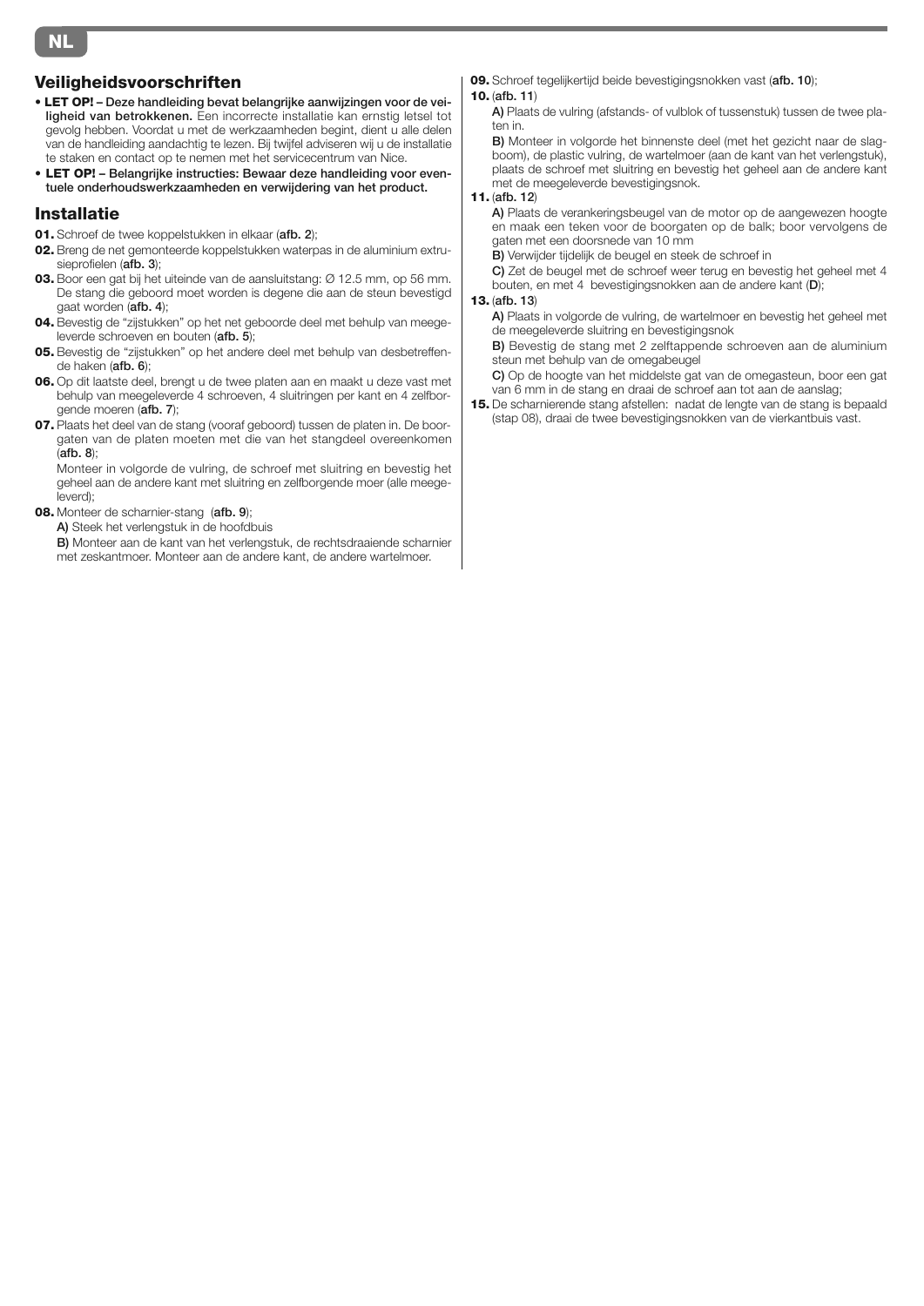## Veiligheidsvoorschriften

- **LET OP! – Deze handleiding bevat belangrijke aanwijzingen voor de veiligheid van betrokkenen.** Een incorrecte installatie kan ernstig letsel tot gevolg hebben. Voordat u met de werkzaamheden begint, dient u alle delen van de handleiding aandachtig te lezen. Bij twijfel adviseren wij u de installatie te staken en contact op te nemen met het servicecentrum van Nice.
- **LET OP! – Belangrijke instructies: Bewaar deze handleiding voor eventuele onderhoudswerkzaamheden en verwijdering van het product.**

## Installatie

**01.** Schroef de twee koppelstukken in elkaar (**afb. 2**);

**02.** Breng de net gemonteerde koppelstukken waterpas in de aluminium extrusieprofielen (**afb. 3**);

**03.** Boor een gat bij het uiteinde van de aansluitstang: Ø 12.5 mm, op 56 mm. De stang die geboord moet worden is degene die aan de steun bevestigd gaat worden (**afb. 4**);

**04.** Bevestig de "zijstukken" op het net geboorde deel met behulp van meegeleverde schroeven en bouten (**afb. 5**);

**05.** Bevestig de "zijstukken" op het andere deel met behulp van desbetreffende haken (**afb. 6**);

**06.** Op dit laatste deel, brengt u de twee platen aan en maakt u deze vast met behulp van meegeleverde 4 schroeven, 4 sluitringen per kant en 4 zelfborgende moeren (**afb. 7**);

**07.** Plaats het deel van de stang (vooraf geboord) tussen de platen in. De boorgaten van de platen moeten met die van het stangdeel overeenkomen (**afb. 8**);

Monteer in volgorde de vulring, de schroef met sluitring en bevestig het geheel aan de andere kant met sluitring en zelfborgende moer (alle meegeleverd);

**08.** Monteer de scharnier-stang (**afb. 9**);

**A)** Steek het verlengstuk in de hoofdbuis

**B)** Monteer aan de kant van het verlengstuk, de rechtsdraaiende scharnier met zeskantmoer. Monteer aan de andere kant, de andere wartelmoer.

**09.** Schroef tegelijkertijd beide bevestigingsnokken vast (**afb. 10**);

**10.** (**afb. 11**)

**A)** Plaats de vulring (afstands- of vulblok of tussenstuk) tussen de twee platen in.

**B)** Monteer in volgorde het binnenste deel (met het gezicht naar de slagboom), de plastic vulring, de wartelmoer (aan de kant van het verlengstuk), plaats de schroef met sluitring en bevestig het geheel aan de andere kant met de meegeleverde bevestigingsnok.

**11.** (**afb. 12**)

**A)** Plaats de verankeringsbeugel van de motor op de aangewezen hoogte en maak een teken voor de boorgaten op de balk; boor vervolgens de gaten met een doorsnede van 10 mm

**B)** Verwijder tijdelijk de beugel en steek de schroef in

**C)** Zet de beugel met de schroef weer terug en bevestig het geheel met 4 bouten, en met 4 bevestigingsnokken aan de andere kant (**D**);

**13.** (**afb. 13**)

**A)** Plaats in volgorde de vulring, de wartelmoer en bevestig het geheel met de meegeleverde sluitring en bevestigingsnok

**B)** Bevestig de stang met 2 zelftappende schroeven aan de aluminium steun met behulp van de omegabeugel

**C)** Op de hoogte van het middelste gat van de omegasteun, boor een gat van 6 mm in de stang en draai de schroef aan tot aan de aanslag;

**15.** De scharnierende stang afstellen: nadat de lengte van de stang is bepaald (stap 08), draai de twee bevestigingsnokken van de vierkantbuis vast.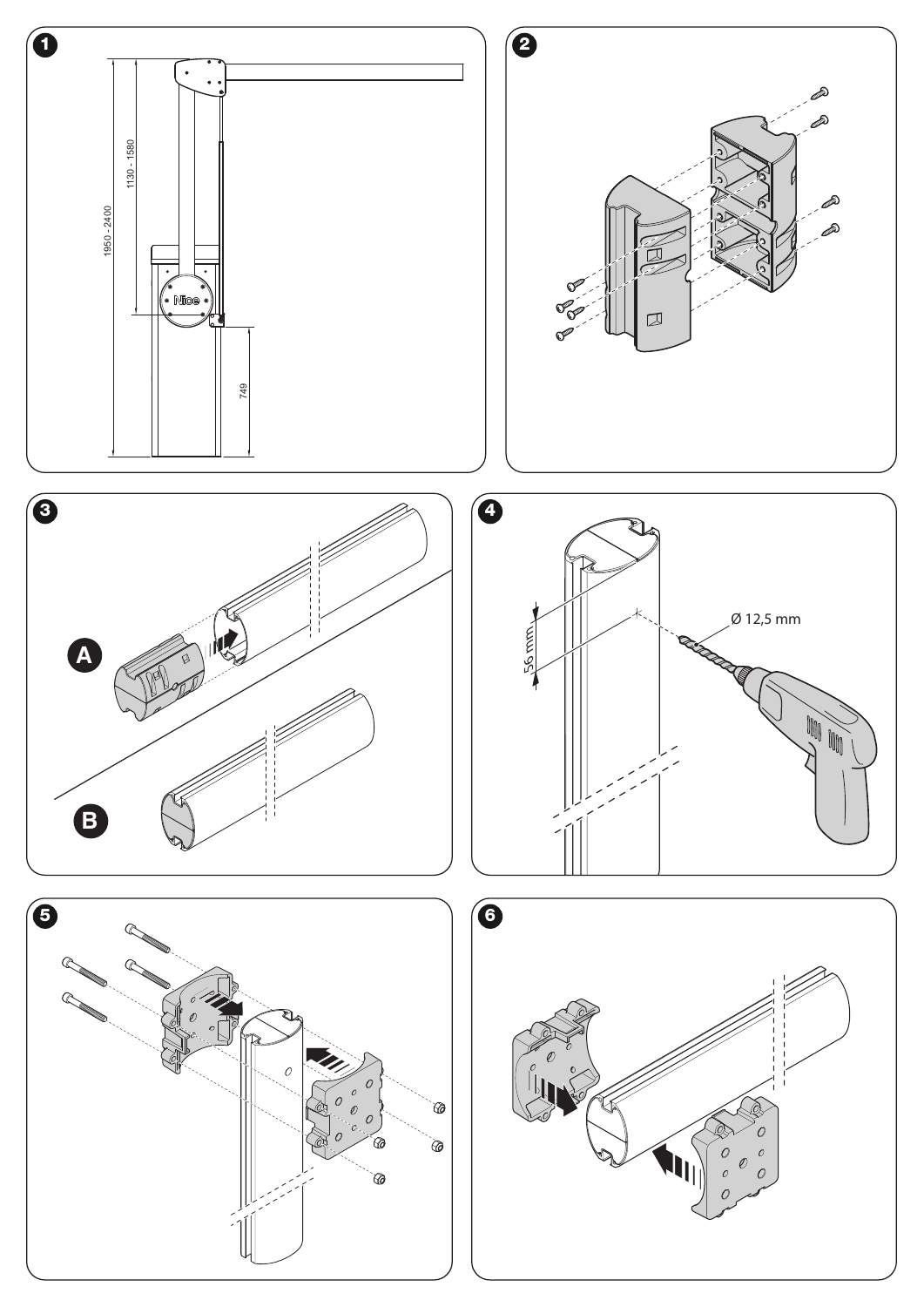1

1950 - 2400

1130 - 1580

749

2

3

A

B

4

56 mm

Ø 12,5 mm

5

6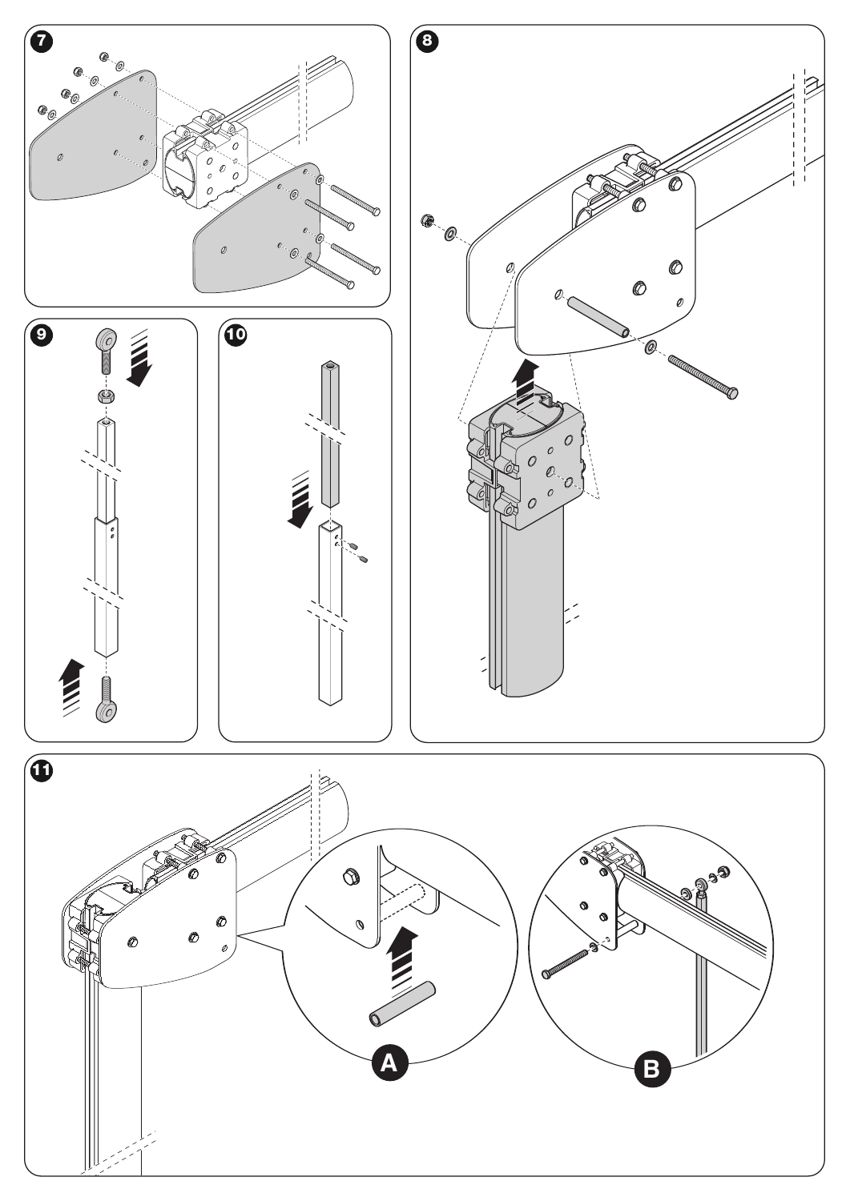7

8

9

10

11

A

B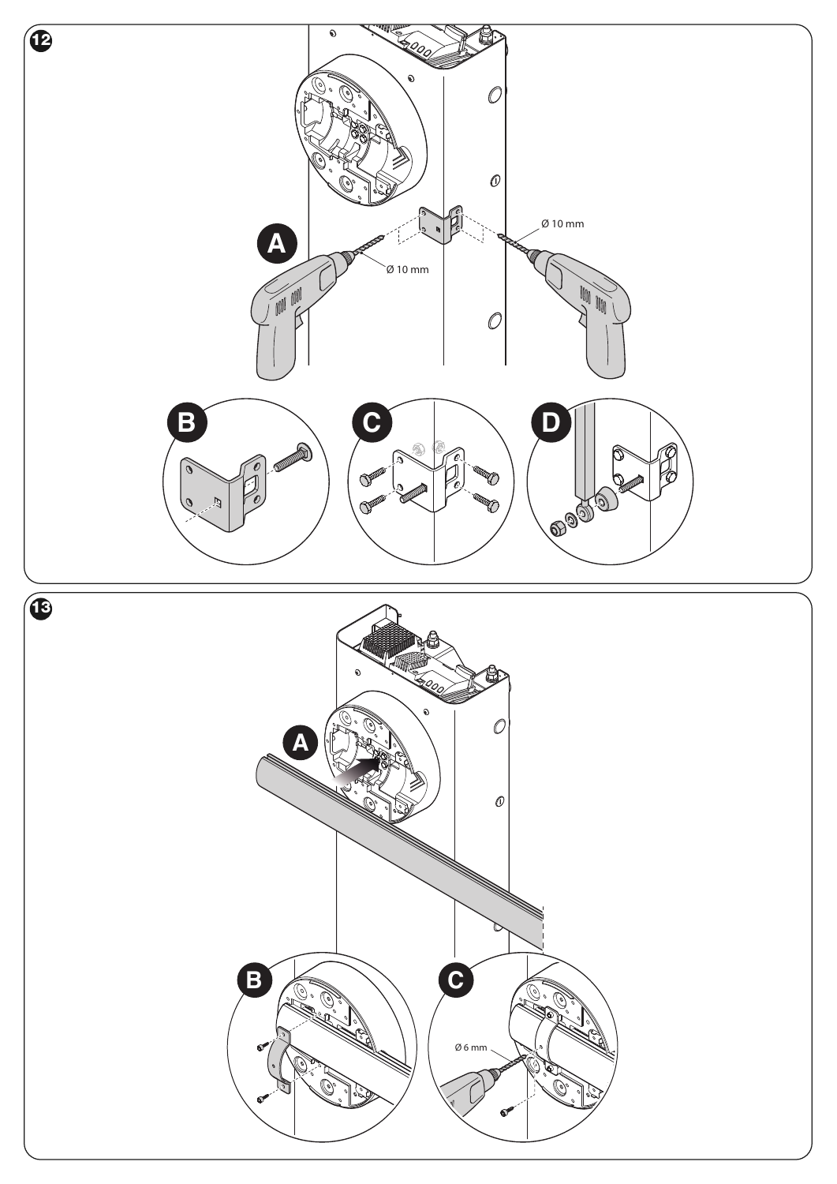**12**

A

Ø 10 mm

Ø 10 mm

B

C

D

**13**

A

B

C

Ø 6 mm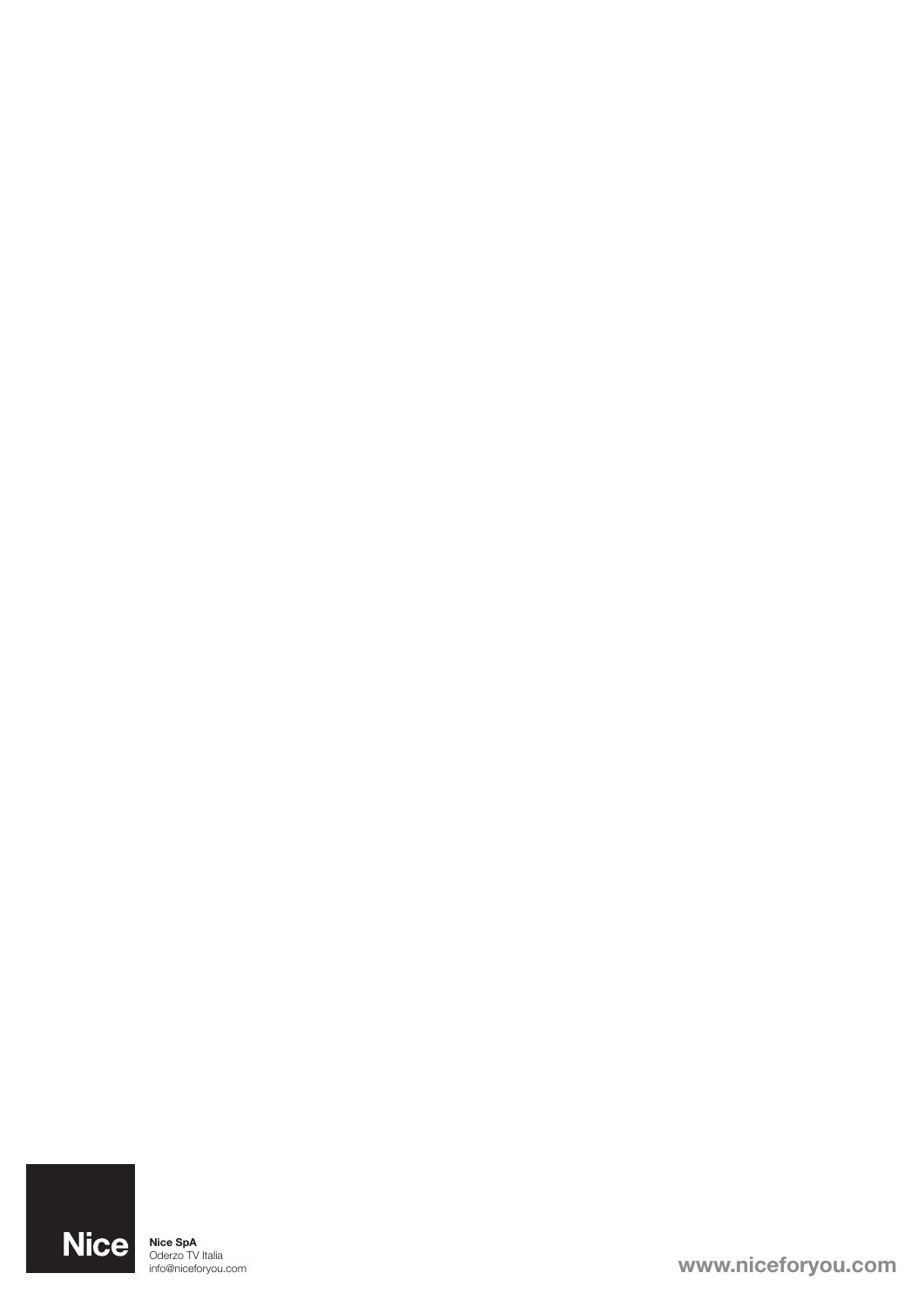Nice

**Nice SpA**
Oderzo TV Italia
info@niceforyou.com

**www.niceforyou.com**